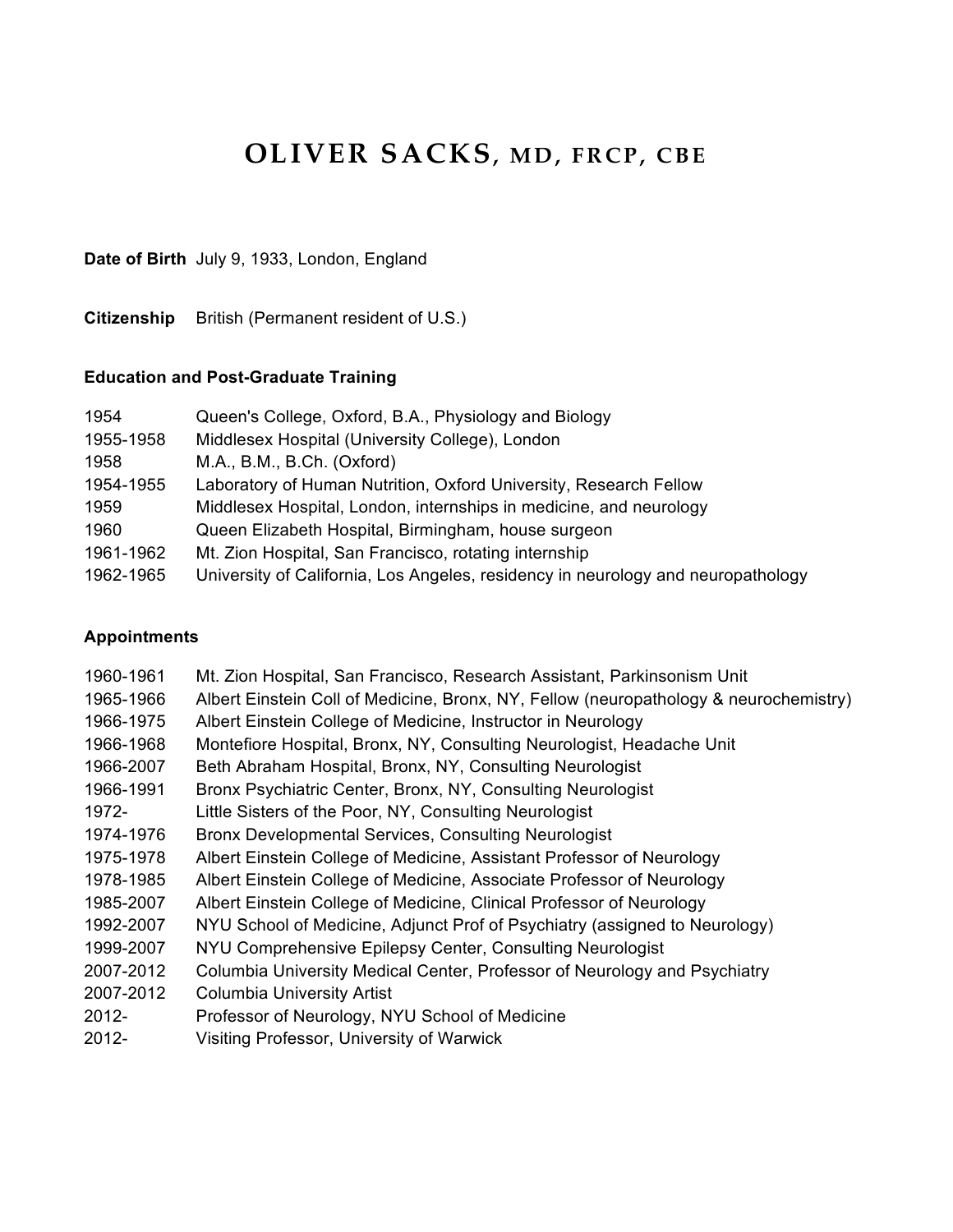# OLIVER SACKS, MD, FRCP, CBE

**Date of Birth** July 9, 1933, London, England

**Citizenship** British (Permanent resident of U.S.)

### Education and Post-Graduate Training

| | |
|---|---|
| 1954 | Queen's College, Oxford, B.A., Physiology and Biology |
| 1955-1958 | Middlesex Hospital (University College), London |
| 1958 | M.A., B.M., B.Ch. (Oxford) |
| 1954-1955 | Laboratory of Human Nutrition, Oxford University, Research Fellow |
| 1959 | Middlesex Hospital, London, internships in medicine, and neurology |
| 1960 | Queen Elizabeth Hospital, Birmingham, house surgeon |
| 1961-1962 | Mt. Zion Hospital, San Francisco, rotating internship |
| 1962-1965 | University of California, Los Angeles, residency in neurology and neuropathology |

### Appointments

| | |
|---|---|
| 1960-1961 | Mt. Zion Hospital, San Francisco, Research Assistant, Parkinsonism Unit |
| 1965-1966 | Albert Einstein Coll of Medicine, Bronx, NY, Fellow (neuropathology & neurochemistry) |
| 1966-1975 | Albert Einstein College of Medicine, Instructor in Neurology |
| 1966-1968 | Montefiore Hospital, Bronx, NY, Consulting Neurologist, Headache Unit |
| 1966-2007 | Beth Abraham Hospital, Bronx, NY, Consulting Neurologist |
| 1966-1991 | Bronx Psychiatric Center, Bronx, NY, Consulting Neurologist |
| 1972- | Little Sisters of the Poor, NY, Consulting Neurologist |
| 1974-1976 | Bronx Developmental Services, Consulting Neurologist |
| 1975-1978 | Albert Einstein College of Medicine, Assistant Professor of Neurology |
| 1978-1985 | Albert Einstein College of Medicine, Associate Professor of Neurology |
| 1985-2007 | Albert Einstein College of Medicine, Clinical Professor of Neurology |
| 1992-2007 | NYU School of Medicine, Adjunct Prof of Psychiatry (assigned to Neurology) |
| 1999-2007 | NYU Comprehensive Epilepsy Center, Consulting Neurologist |
| 2007-2012 | Columbia University Medical Center, Professor of Neurology and Psychiatry |
| 2007-2012 | Columbia University Artist |
| 2012- | Professor of Neurology, NYU School of Medicine |
| 2012- | Visiting Professor, University of Warwick |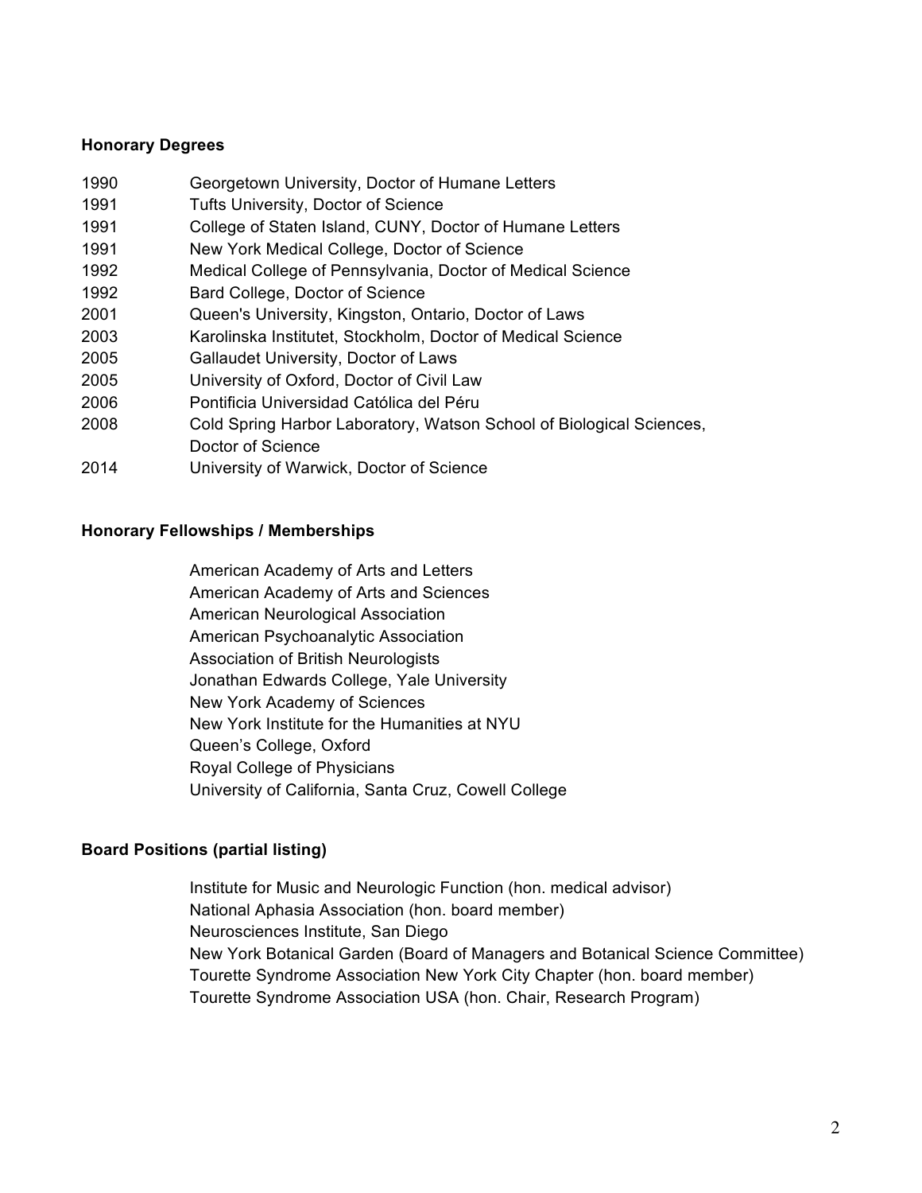## Honorary Degrees

| | |
|---|---|
| 1990 | Georgetown University, Doctor of Humane Letters |
| 1991 | Tufts University, Doctor of Science |
| 1991 | College of Staten Island, CUNY, Doctor of Humane Letters |
| 1991 | New York Medical College, Doctor of Science |
| 1992 | Medical College of Pennsylvania, Doctor of Medical Science |
| 1992 | Bard College, Doctor of Science |
| 2001 | Queen's University, Kingston, Ontario, Doctor of Laws |
| 2003 | Karolinska Institutet, Stockholm, Doctor of Medical Science |
| 2005 | Gallaudet University, Doctor of Laws |
| 2005 | University of Oxford, Doctor of Civil Law |
| 2006 | Pontificia Universidad Católica del Péru |
| 2008 | Cold Spring Harbor Laboratory, Watson School of Biological Sciences, Doctor of Science |
| 2014 | University of Warwick, Doctor of Science |

## Honorary Fellowships / Memberships

American Academy of Arts and Letters
American Academy of Arts and Sciences
American Neurological Association
American Psychoanalytic Association
Association of British Neurologists
Jonathan Edwards College, Yale University
New York Academy of Sciences
New York Institute for the Humanities at NYU
Queen's College, Oxford
Royal College of Physicians
University of California, Santa Cruz, Cowell College

## Board Positions (partial listing)

Institute for Music and Neurologic Function (hon. medical advisor)
National Aphasia Association (hon. board member)
Neurosciences Institute, San Diego
New York Botanical Garden (Board of Managers and Botanical Science Committee)
Tourette Syndrome Association New York City Chapter (hon. board member)
Tourette Syndrome Association USA (hon. Chair, Research Program)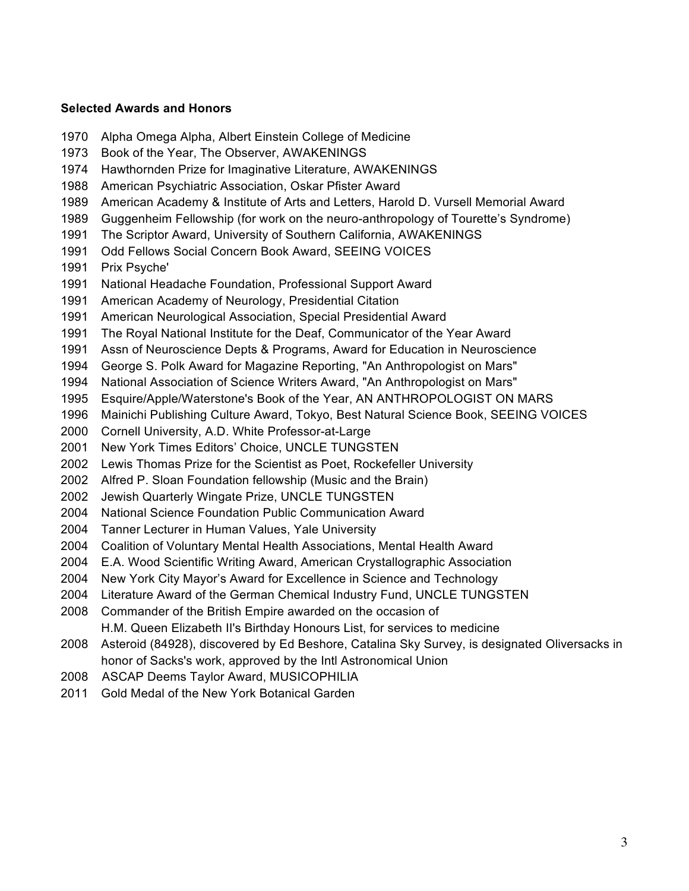**Selected Awards and Honors**

1970 Alpha Omega Alpha, Albert Einstein College of Medicine
1973 Book of the Year, The Observer, AWAKENINGS
1974 Hawthornden Prize for Imaginative Literature, AWAKENINGS
1988 American Psychiatric Association, Oskar Pfister Award
1989 American Academy & Institute of Arts and Letters, Harold D. Vursell Memorial Award
1989 Guggenheim Fellowship (for work on the neuro-anthropology of Tourette's Syndrome)
1991 The Scriptor Award, University of Southern California, AWAKENINGS
1991 Odd Fellows Social Concern Book Award, SEEING VOICES
1991 Prix Psyche'
1991 National Headache Foundation, Professional Support Award
1991 American Academy of Neurology, Presidential Citation
1991 American Neurological Association, Special Presidential Award
1991 The Royal National Institute for the Deaf, Communicator of the Year Award
1991 Assn of Neuroscience Depts & Programs, Award for Education in Neuroscience
1994 George S. Polk Award for Magazine Reporting, "An Anthropologist on Mars"
1994 National Association of Science Writers Award, "An Anthropologist on Mars"
1995 Esquire/Apple/Waterstone's Book of the Year, AN ANTHROPOLOGIST ON MARS
1996 Mainichi Publishing Culture Award, Tokyo, Best Natural Science Book, SEEING VOICES
2000 Cornell University, A.D. White Professor-at-Large
2001 New York Times Editors' Choice, UNCLE TUNGSTEN
2002 Lewis Thomas Prize for the Scientist as Poet, Rockefeller University
2002 Alfred P. Sloan Foundation fellowship (Music and the Brain)
2002 Jewish Quarterly Wingate Prize, UNCLE TUNGSTEN
2004 National Science Foundation Public Communication Award
2004 Tanner Lecturer in Human Values, Yale University
2004 Coalition of Voluntary Mental Health Associations, Mental Health Award
2004 E.A. Wood Scientific Writing Award, American Crystallographic Association
2004 New York City Mayor's Award for Excellence in Science and Technology
2004 Literature Award of the German Chemical Industry Fund, UNCLE TUNGSTEN
2008 Commander of the British Empire awarded on the occasion of H.M. Queen Elizabeth II's Birthday Honours List, for services to medicine
2008 Asteroid (84928), discovered by Ed Beshore, Catalina Sky Survey, is designated Oliversacks in honor of Sacks's work, approved by the Intl Astronomical Union
2008 ASCAP Deems Taylor Award, MUSICOPHILIA
2011 Gold Medal of the New York Botanical Garden